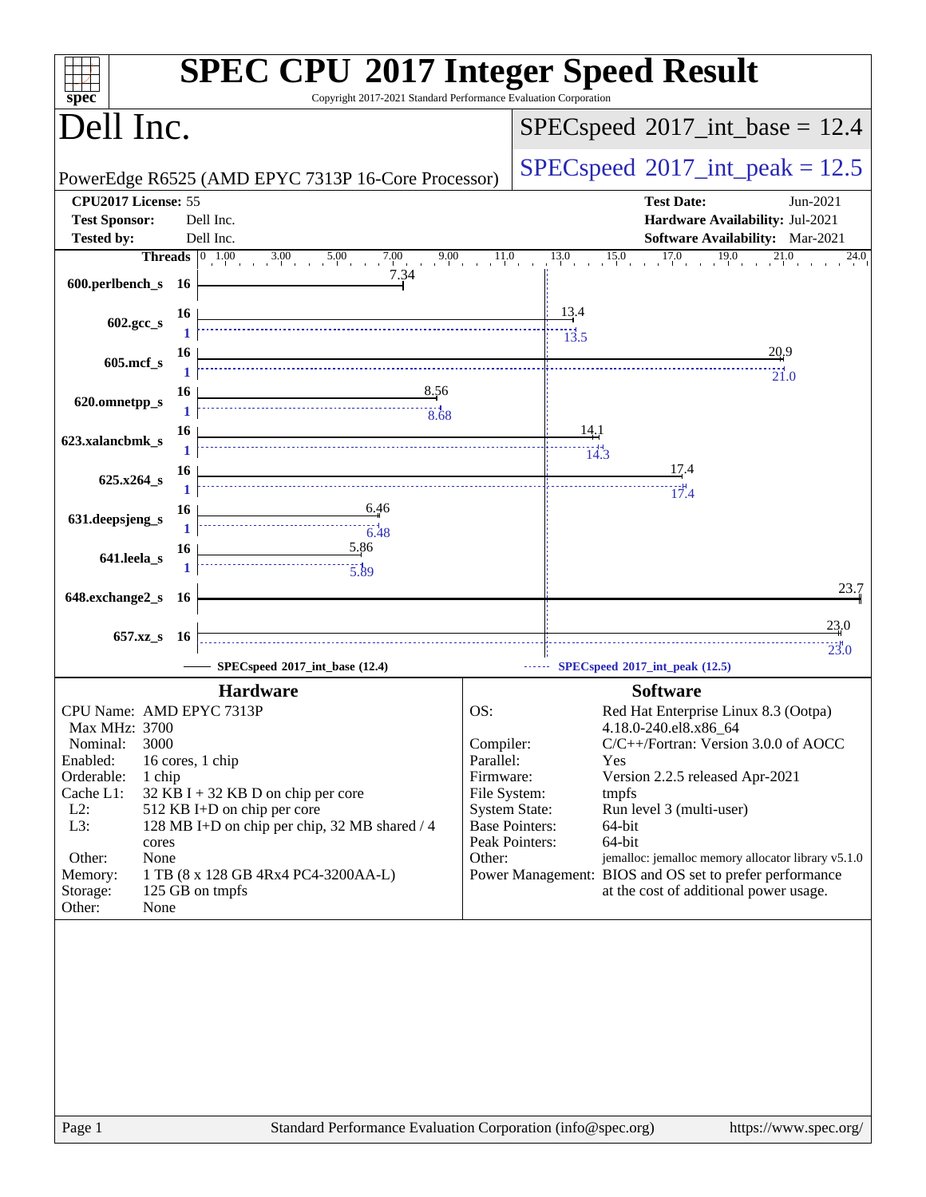# SPEC CPU 2017 Integer Speed Result

Copyright 2017-2021 Standard Performance Evaluation Corporation

## Dell Inc.

PowerEdge R6525 (AMD EPYC 7313P 16-Core Processor)

SPECspeed 2017_int_base = 12.4

SPECspeed 2017_int_peak = 12.5

| | | | |
|---|---|---|---|
| **CPU2017 License:** | 55 | **Test Date:** | Jun-2021 |
| **Test Sponsor:** | Dell Inc. | **Hardware Availability:** | Jul-2021 |
| **Tested by:** | Dell Inc. | **Software Availability:** | Mar-2021 |

| Benchmark | Base Threads | Base | Peak Threads | Peak |
|---|---|---|---|---|
| 600.perlbench_s | 16 | 7.34 | | |
| 602.gcc_s | 16 | 13.4 | 1 | 13.5 |
| 605.mcf_s | 16 | 20.9 | 1 | 21.0 |
| 620.omnetpp_s | 16 | 8.56 | 1 | 8.68 |
| 623.xalancbmk_s | 16 | 14.1 | 1 | 14.3 |
| 625.x264_s | 16 | 17.4 | 1 | 17.4 |
| 631.deepsjeng_s | 16 | 6.46 | 1 | 6.48 |
| 641.leela_s | 16 | 5.86 | 1 | 5.89 |
| 648.exchange2_s | 16 | 23.7 | | |
| 657.xz_s | 16 | 23.0 | 16 | 23.0 |

SPECspeed 2017_int_base (12.4) — SPECspeed 2017_int_peak (12.5)

### Hardware

| | |
|---|---|
| CPU Name: | AMD EPYC 7313P |
| Max MHz: | 3700 |
| Nominal: | 3000 |
| Enabled: | 16 cores, 1 chip |
| Orderable: | 1 chip |
| Cache L1: | 32 KB I + 32 KB D on chip per core |
| L2: | 512 KB I+D on chip per core |
| L3: | 128 MB I+D on chip per chip, 32 MB shared / 4 cores |
| Other: | None |
| Memory: | 1 TB (8 x 128 GB 4Rx4 PC4-3200AA-L) |
| Storage: | 125 GB on tmpfs |
| Other: | None |

### Software

| | |
|---|---|
| OS: | Red Hat Enterprise Linux 8.3 (Ootpa) 4.18.0-240.el8.x86_64 |
| Compiler: | C/C++/Fortran: Version 3.0.0 of AOCC |
| Parallel: | Yes |
| Firmware: | Version 2.2.5 released Apr-2021 |
| File System: | tmpfs |
| System State: | Run level 3 (multi-user) |
| Base Pointers: | 64-bit |
| Peak Pointers: | 64-bit |
| Other: | jemalloc: jemalloc memory allocator library v5.1.0 |
| Power Management: | BIOS and OS set to prefer performance at the cost of additional power usage. |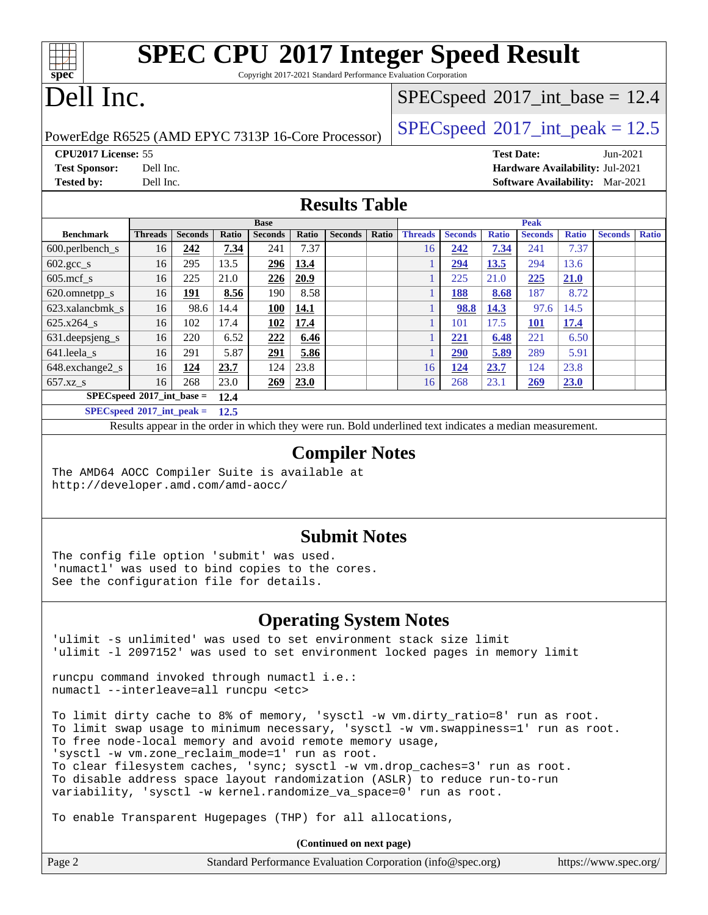# SPEC CPU 2017 Integer Speed Result

Copyright 2017-2021 Standard Performance Evaluation Corporation

# Dell Inc.

PowerEdge R6525 (AMD EPYC 7313P 16-Core Processor)

SPECspeed 2017_int_base = 12.4

SPECspeed 2017_int_peak = 12.5

**CPU2017 License:** 55
**Test Sponsor:** Dell Inc.
**Tested by:** Dell Inc.

**Test Date:** Jun-2021
**Hardware Availability:** Jul-2021
**Software Availability:** Mar-2021

## Results Table

| Benchmark | Base | | | | | | | Peak | | | | | | |
|---|---|---|---|---|---|---|---|---|---|---|---|---|---|---|
| | Threads | Seconds | Ratio | Seconds | Ratio | Seconds | Ratio | Threads | Seconds | Ratio | Seconds | Ratio | Seconds | Ratio |
| 600.perlbench_s | 16 | **242** | **7.34** | 241 | 7.37 | | | 16 | **242** | **7.34** | 241 | 7.37 | | |
| 602.gcc_s | 16 | 295 | 13.5 | **296** | **13.4** | | | 1 | **294** | **13.5** | 294 | 13.6 | | |
| 605.mcf_s | 16 | 225 | 21.0 | **226** | **20.9** | | | 1 | 225 | 21.0 | **225** | **21.0** | | |
| 620.omnetpp_s | 16 | **191** | **8.56** | 190 | 8.58 | | | 1 | **188** | **8.68** | 187 | 8.72 | | |
| 623.xalancbmk_s | 16 | 98.6 | 14.4 | **100** | **14.1** | | | 1 | **98.8** | **14.3** | 97.6 | 14.5 | | |
| 625.x264_s | 16 | 102 | 17.4 | **102** | **17.4** | | | 1 | 101 | 17.5 | **101** | **17.4** | | |
| 631.deepsjeng_s | 16 | 220 | 6.52 | **222** | **6.46** | | | 1 | **221** | **6.48** | 221 | 6.50 | | |
| 641.leela_s | 16 | 291 | 5.87 | **291** | **5.86** | | | 1 | **290** | **5.89** | 289 | 5.91 | | |
| 648.exchange2_s | 16 | **124** | **23.7** | 124 | 23.8 | | | 16 | **124** | **23.7** | 124 | 23.8 | | |
| 657.xz_s | 16 | 268 | 23.0 | **269** | **23.0** | | | 16 | 268 | 23.1 | **269** | **23.0** | | |

**SPECspeed 2017_int_base = 12.4**

**SPECspeed 2017_int_peak = 12.5**

Results appear in the order in which they were run. Bold underlined text indicates a median measurement.

## Compiler Notes

```
The AMD64 AOCC Compiler Suite is available at
http://developer.amd.com/amd-aocc/
```

## Submit Notes

```
The config file option 'submit' was used.
'numactl' was used to bind copies to the cores.
See the configuration file for details.
```

## Operating System Notes

```
'ulimit -s unlimited' was used to set environment stack size limit
'ulimit -l 2097152' was used to set environment locked pages in memory limit

runcpu command invoked through numactl i.e.:
numactl --interleave=all runcpu <etc>

To limit dirty cache to 8% of memory, 'sysctl -w vm.dirty_ratio=8' run as root.
To limit swap usage to minimum necessary, 'sysctl -w vm.swappiness=1' run as root.
To free node-local memory and avoid remote memory usage,
'sysctl -w vm.zone_reclaim_mode=1' run as root.
To clear filesystem caches, 'sync; sysctl -w vm.drop_caches=3' run as root.
To disable address space layout randomization (ASLR) to reduce run-to-run
variability, 'sysctl -w kernel.randomize_va_space=0' run as root.

To enable Transparent Hugepages (THP) for all allocations,
```

(Continued on next page)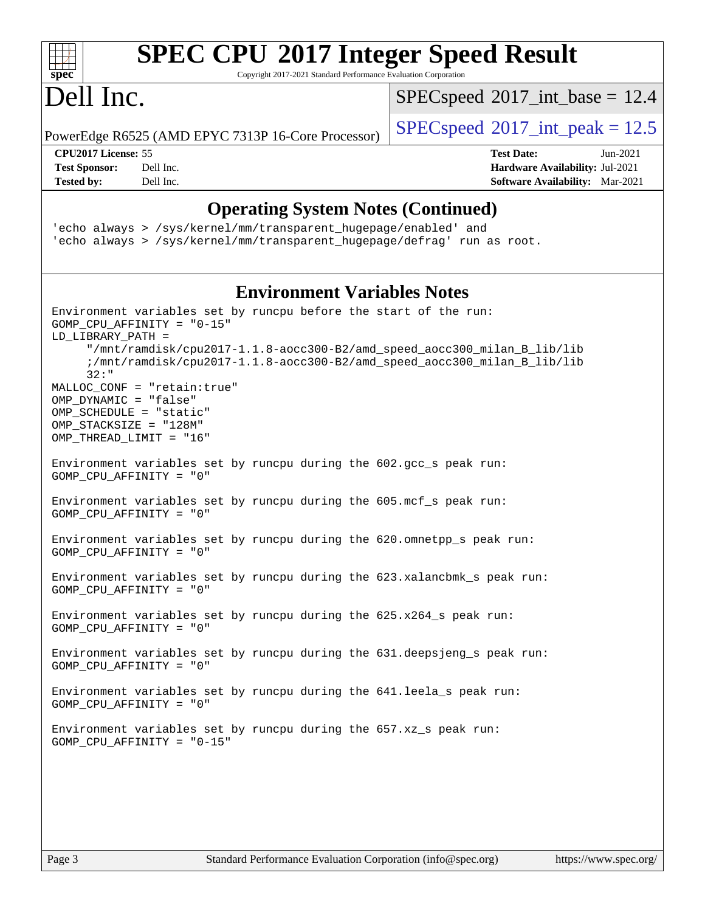## Operating System Notes (Continued)

```
'echo always > /sys/kernel/mm/transparent_hugepage/enabled' and
'echo always > /sys/kernel/mm/transparent_hugepage/defrag' run as root.
```

## Environment Variables Notes

```
Environment variables set by runcpu before the start of the run:
GOMP_CPU_AFFINITY = "0-15"
LD_LIBRARY_PATH =
     "/mnt/ramdisk/cpu2017-1.1.8-aocc300-B2/amd_speed_aocc300_milan_B_lib/lib
     ;/mnt/ramdisk/cpu2017-1.1.8-aocc300-B2/amd_speed_aocc300_milan_B_lib/lib
     32:"
MALLOC_CONF = "retain:true"
OMP_DYNAMIC = "false"
OMP_SCHEDULE = "static"
OMP_STACKSIZE = "128M"
OMP_THREAD_LIMIT = "16"

Environment variables set by runcpu during the 602.gcc_s peak run:
GOMP_CPU_AFFINITY = "0"

Environment variables set by runcpu during the 605.mcf_s peak run:
GOMP_CPU_AFFINITY = "0"

Environment variables set by runcpu during the 620.omnetpp_s peak run:
GOMP_CPU_AFFINITY = "0"

Environment variables set by runcpu during the 623.xalancbmk_s peak run:
GOMP_CPU_AFFINITY = "0"

Environment variables set by runcpu during the 625.x264_s peak run:
GOMP_CPU_AFFINITY = "0"

Environment variables set by runcpu during the 631.deepsjeng_s peak run:
GOMP_CPU_AFFINITY = "0"

Environment variables set by runcpu during the 641.leela_s peak run:
GOMP_CPU_AFFINITY = "0"

Environment variables set by runcpu during the 657.xz_s peak run:
GOMP_CPU_AFFINITY = "0-15"
```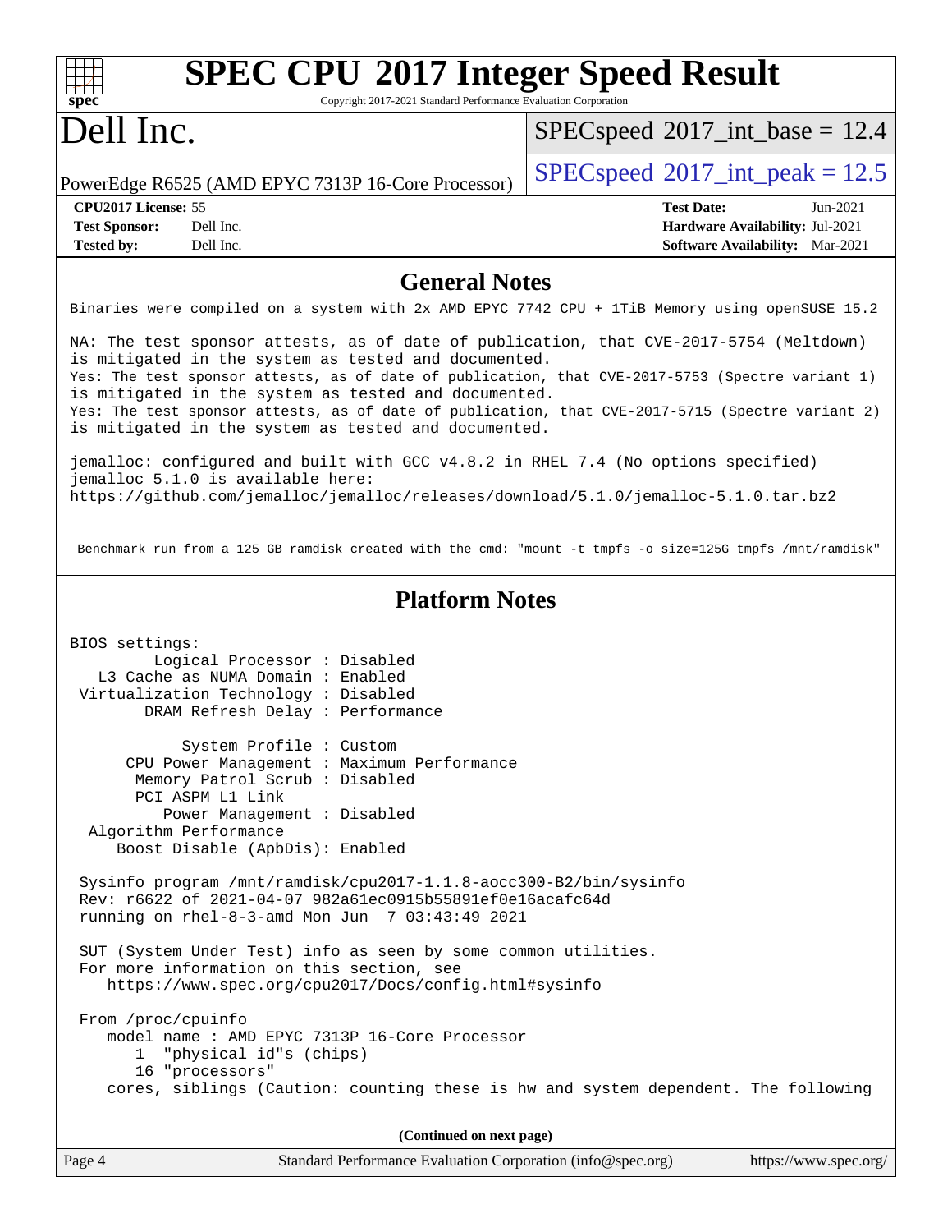# SPEC CPU 2017 Integer Speed Result

Copyright 2017-2021 Standard Performance Evaluation Corporation

## Dell Inc.

PowerEdge R6525 (AMD EPYC 7313P 16-Core Processor)

SPECspeed 2017_int_base = 12.4

SPECspeed 2017_int_peak = 12.5

| | | | |
|---|---|---|---|
| **CPU2017 License:** | 55 | **Test Date:** | Jun-2021 |
| **Test Sponsor:** | Dell Inc. | **Hardware Availability:** | Jul-2021 |
| **Tested by:** | Dell Inc. | **Software Availability:** | Mar-2021 |

## General Notes

```
Binaries were compiled on a system with 2x AMD EPYC 7742 CPU + 1TiB Memory using openSUSE 15.2

NA: The test sponsor attests, as of date of publication, that CVE-2017-5754 (Meltdown)
is mitigated in the system as tested and documented.
Yes: The test sponsor attests, as of date of publication, that CVE-2017-5753 (Spectre variant 1)
is mitigated in the system as tested and documented.
Yes: The test sponsor attests, as of date of publication, that CVE-2017-5715 (Spectre variant 2)
is mitigated in the system as tested and documented.

jemalloc: configured and built with GCC v4.8.2 in RHEL 7.4 (No options specified)
jemalloc 5.1.0 is available here:
https://github.com/jemalloc/jemalloc/releases/download/5.1.0/jemalloc-5.1.0.tar.bz2


 Benchmark run from a 125 GB ramdisk created with the cmd: "mount -t tmpfs -o size=125G tmpfs /mnt/ramdisk"
```

## Platform Notes

```
BIOS settings:
         Logical Processor : Disabled
   L3 Cache as NUMA Domain : Enabled
 Virtualization Technology : Disabled
        DRAM Refresh Delay : Performance

            System Profile : Custom
      CPU Power Management : Maximum Performance
       Memory Patrol Scrub : Disabled
       PCI ASPM L1 Link
          Power Management : Disabled
  Algorithm Performance
     Boost Disable (ApbDis): Enabled

 Sysinfo program /mnt/ramdisk/cpu2017-1.1.8-aocc300-B2/bin/sysinfo
 Rev: r6622 of 2021-04-07 982a61ec0915b55891ef0e16acafc64d
 running on rhel-8-3-amd Mon Jun  7 03:43:49 2021

 SUT (System Under Test) info as seen by some common utilities.
 For more information on this section, see
    https://www.spec.org/cpu2017/Docs/config.html#sysinfo

 From /proc/cpuinfo
    model name : AMD EPYC 7313P 16-Core Processor
       1  "physical id"s (chips)
       16 "processors"
    cores, siblings (Caution: counting these is hw and system dependent. The following
```

(Continued on next page)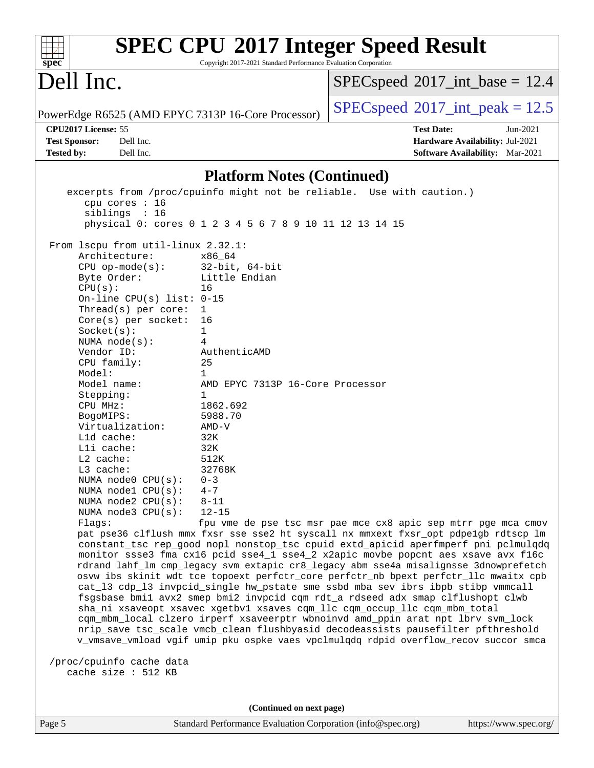# SPEC CPU 2017 Integer Speed Result

Copyright 2017-2021 Standard Performance Evaluation Corporation

## Dell Inc.

PowerEdge R6525 (AMD EPYC 7313P 16-Core Processor)

SPECspeed 2017_int_base = 12.4

SPECspeed 2017_int_peak = 12.5

**CPU2017 License:** 55
**Test Sponsor:** Dell Inc.
**Tested by:** Dell Inc.

**Test Date:** Jun-2021
**Hardware Availability:** Jul-2021
**Software Availability:** Mar-2021

## Platform Notes (Continued)

```
    excerpts from /proc/cpuinfo might not be reliable.  Use with caution.)
       cpu cores : 16
       siblings  : 16
       physical 0: cores 0 1 2 3 4 5 6 7 8 9 10 11 12 13 14 15

 From lscpu from util-linux 2.32.1:
      Architecture:        x86_64
      CPU op-mode(s):      32-bit, 64-bit
      Byte Order:          Little Endian
      CPU(s):              16
      On-line CPU(s) list: 0-15
      Thread(s) per core:  1
      Core(s) per socket:  16
      Socket(s):           1
      NUMA node(s):        4
      Vendor ID:           AuthenticAMD
      CPU family:          25
      Model:               1
      Model name:          AMD EPYC 7313P 16-Core Processor
      Stepping:            1
      CPU MHz:             1862.692
      BogoMIPS:            5988.70
      Virtualization:      AMD-V
      L1d cache:           32K
      L1i cache:           32K
      L2 cache:            512K
      L3 cache:            32768K
      NUMA node0 CPU(s):   0-3
      NUMA node1 CPU(s):   4-7
      NUMA node2 CPU(s):   8-11
      NUMA node3 CPU(s):   12-15
      Flags:               fpu vme de pse tsc msr pae mce cx8 apic sep mtrr pge mca cmov
      pat pse36 clflush mmx fxsr sse sse2 ht syscall nx mmxext fxsr_opt pdpe1gb rdtscp lm
      constant_tsc rep_good nopl nonstop_tsc cpuid extd_apicid aperfmperf pni pclmulqdq
      monitor ssse3 fma cx16 pcid sse4_1 sse4_2 x2apic movbe popcnt aes xsave avx f16c
      rdrand lahf_lm cmp_legacy svm extapic cr8_legacy abm sse4a misalignsse 3dnowprefetch
      osvw ibs skinit wdt tce topoext perfctr_core perfctr_nb bpext perfctr_llc mwaitx cpb
      cat_l3 cdp_l3 invpcid_single hw_pstate sme ssbd mba sev ibrs ibpb stibp vmmcall
      fsgsbase bmi1 avx2 smep bmi2 invpcid cqm rdt_a rdseed adx smap clflushopt clwb
      sha_ni xsaveopt xsavec xgetbv1 xsaves cqm_llc cqm_occup_llc cqm_mbm_total
      cqm_mbm_local clzero irperf xsaveerptr wbnoinvd amd_ppin arat npt lbrv svm_lock
      nrip_save tsc_scale vmcb_clean flushbyasid decodeassists pausefilter pfthreshold
      v_vmsave_vmload vgif umip pku ospke vaes vpclmulqdq rdpid overflow_recov succor smca

 /proc/cpuinfo cache data
    cache size : 512 KB
```

(Continued on next page)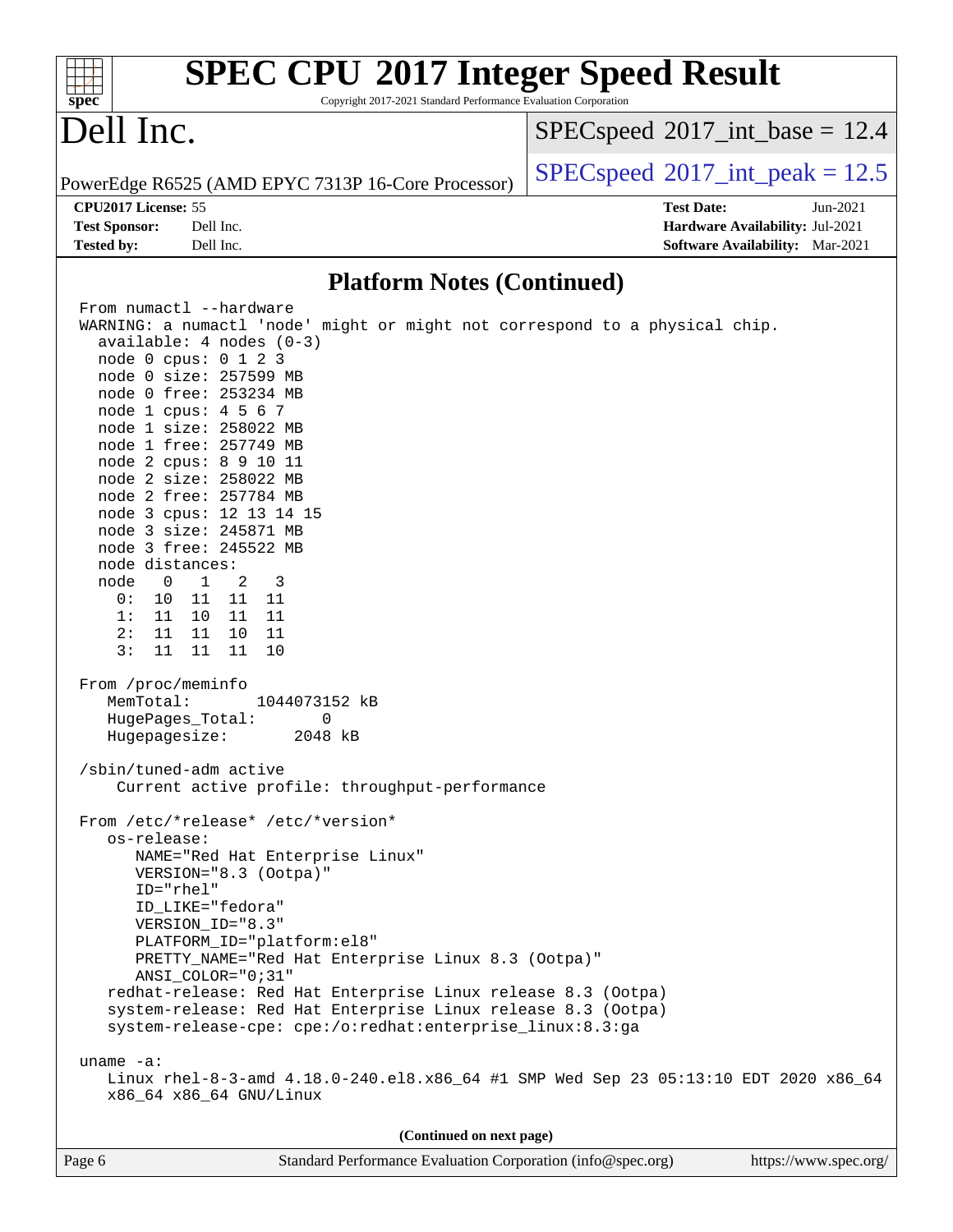# SPEC CPU 2017 Integer Speed Result

Copyright 2017-2021 Standard Performance Evaluation Corporation

# Dell Inc.

PowerEdge R6525 (AMD EPYC 7313P 16-Core Processor)

SPECspeed 2017_int_base = 12.4

SPECspeed 2017_int_peak = 12.5

**CPU2017 License:** 55
**Test Sponsor:** Dell Inc.
**Tested by:** Dell Inc.

**Test Date:** Jun-2021
**Hardware Availability:** Jul-2021
**Software Availability:** Mar-2021

## Platform Notes (Continued)

```
From numactl --hardware
WARNING: a numactl 'node' might or might not correspond to a physical chip.
  available: 4 nodes (0-3)
  node 0 cpus: 0 1 2 3
  node 0 size: 257599 MB
  node 0 free: 253234 MB
  node 1 cpus: 4 5 6 7
  node 1 size: 258022 MB
  node 1 free: 257749 MB
  node 2 cpus: 8 9 10 11
  node 2 size: 258022 MB
  node 2 free: 257784 MB
  node 3 cpus: 12 13 14 15
  node 3 size: 245871 MB
  node 3 free: 245522 MB
  node distances:
  node   0   1   2   3
    0:  10  11  11  11
    1:  11  10  11  11
    2:  11  11  10  11
    3:  11  11  11  10

From /proc/meminfo
   MemTotal:       1044073152 kB
   HugePages_Total:       0
   Hugepagesize:       2048 kB

/sbin/tuned-adm active
    Current active profile: throughput-performance

From /etc/*release* /etc/*version*
   os-release:
      NAME="Red Hat Enterprise Linux"
      VERSION="8.3 (Ootpa)"
      ID="rhel"
      ID_LIKE="fedora"
      VERSION_ID="8.3"
      PLATFORM_ID="platform:el8"
      PRETTY_NAME="Red Hat Enterprise Linux 8.3 (Ootpa)"
      ANSI_COLOR="0;31"
   redhat-release: Red Hat Enterprise Linux release 8.3 (Ootpa)
   system-release: Red Hat Enterprise Linux release 8.3 (Ootpa)
   system-release-cpe: cpe:/o:redhat:enterprise_linux:8.3:ga

uname -a:
   Linux rhel-8-3-amd 4.18.0-240.el8.x86_64 #1 SMP Wed Sep 23 05:13:10 EDT 2020 x86_64
   x86_64 x86_64 GNU/Linux
```

**(Continued on next page)**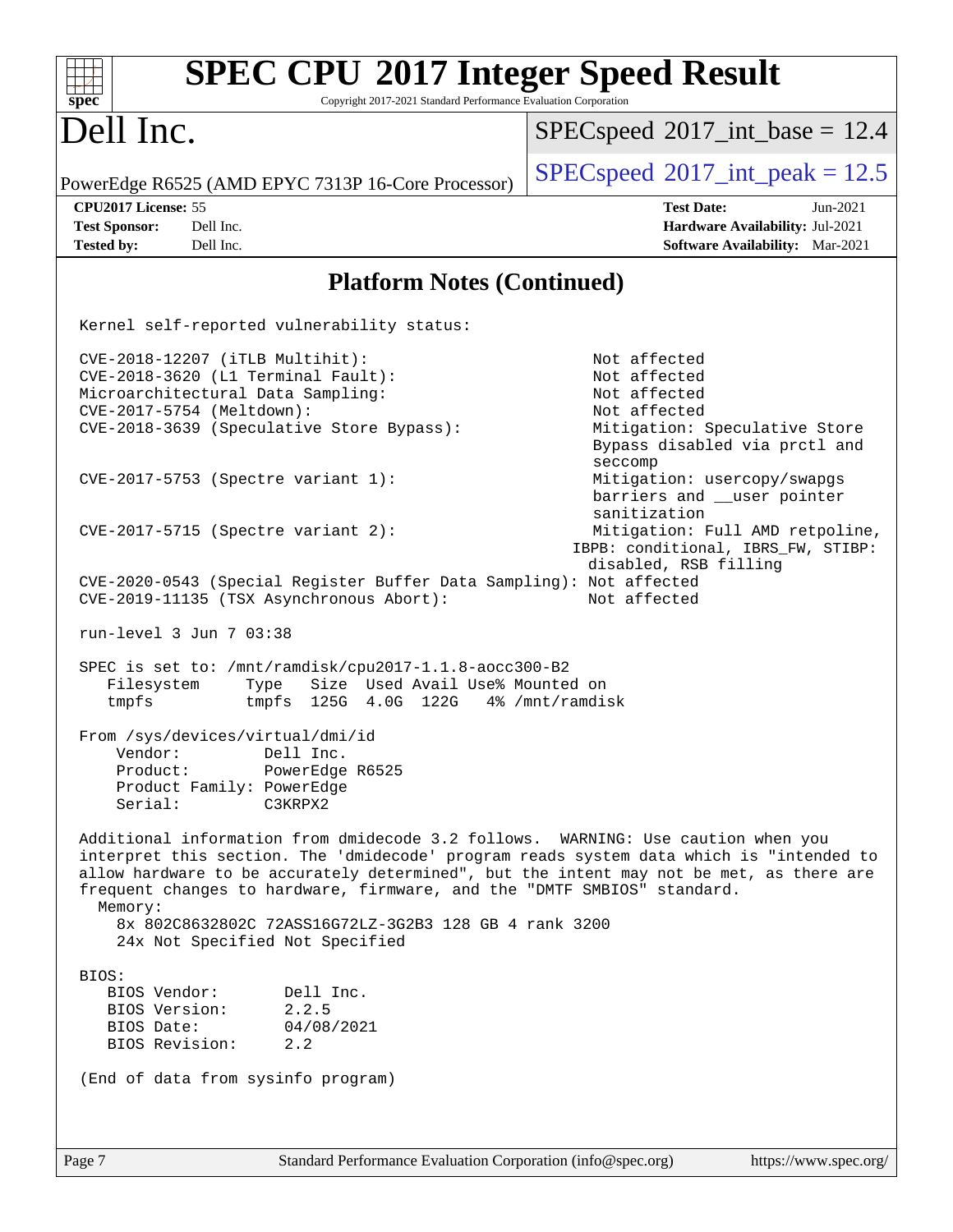## Platform Notes (Continued)

```
Kernel self-reported vulnerability status:

CVE-2018-12207 (iTLB Multihit):                           Not affected
CVE-2018-3620 (L1 Terminal Fault):                        Not affected
Microarchitectural Data Sampling:                         Not affected
CVE-2017-5754 (Meltdown):                                 Not affected
CVE-2018-3639 (Speculative Store Bypass):                 Mitigation: Speculative Store
                                                          Bypass disabled via prctl and
                                                          seccomp
CVE-2017-5753 (Spectre variant 1):                        Mitigation: usercopy/swapgs
                                                          barriers and __user pointer
                                                          sanitization
CVE-2017-5715 (Spectre variant 2):                        Mitigation: Full AMD retpoline,
                                                         IBPB: conditional, IBRS_FW, STIBP:
                                                          disabled, RSB filling
CVE-2020-0543 (Special Register Buffer Data Sampling): Not affected
CVE-2019-11135 (TSX Asynchronous Abort):                 Not affected

run-level 3 Jun 7 03:38

SPEC is set to: /mnt/ramdisk/cpu2017-1.1.8-aocc300-B2
   Filesystem     Type   Size  Used Avail Use% Mounted on
   tmpfs          tmpfs  125G  4.0G  122G   4% /mnt/ramdisk

From /sys/devices/virtual/dmi/id
    Vendor:         Dell Inc.
    Product:        PowerEdge R6525
    Product Family: PowerEdge
    Serial:         C3KRPX2

Additional information from dmidecode 3.2 follows.  WARNING: Use caution when you
interpret this section. The 'dmidecode' program reads system data which is "intended to
allow hardware to be accurately determined", but the intent may not be met, as there are
frequent changes to hardware, firmware, and the "DMTF SMBIOS" standard.
  Memory:
    8x 802C8632802C 72ASS16G72LZ-3G2B3 128 GB 4 rank 3200
    24x Not Specified Not Specified

BIOS:
   BIOS Vendor:       Dell Inc.
   BIOS Version:      2.2.5
   BIOS Date:         04/08/2021
   BIOS Revision:     2.2

(End of data from sysinfo program)
```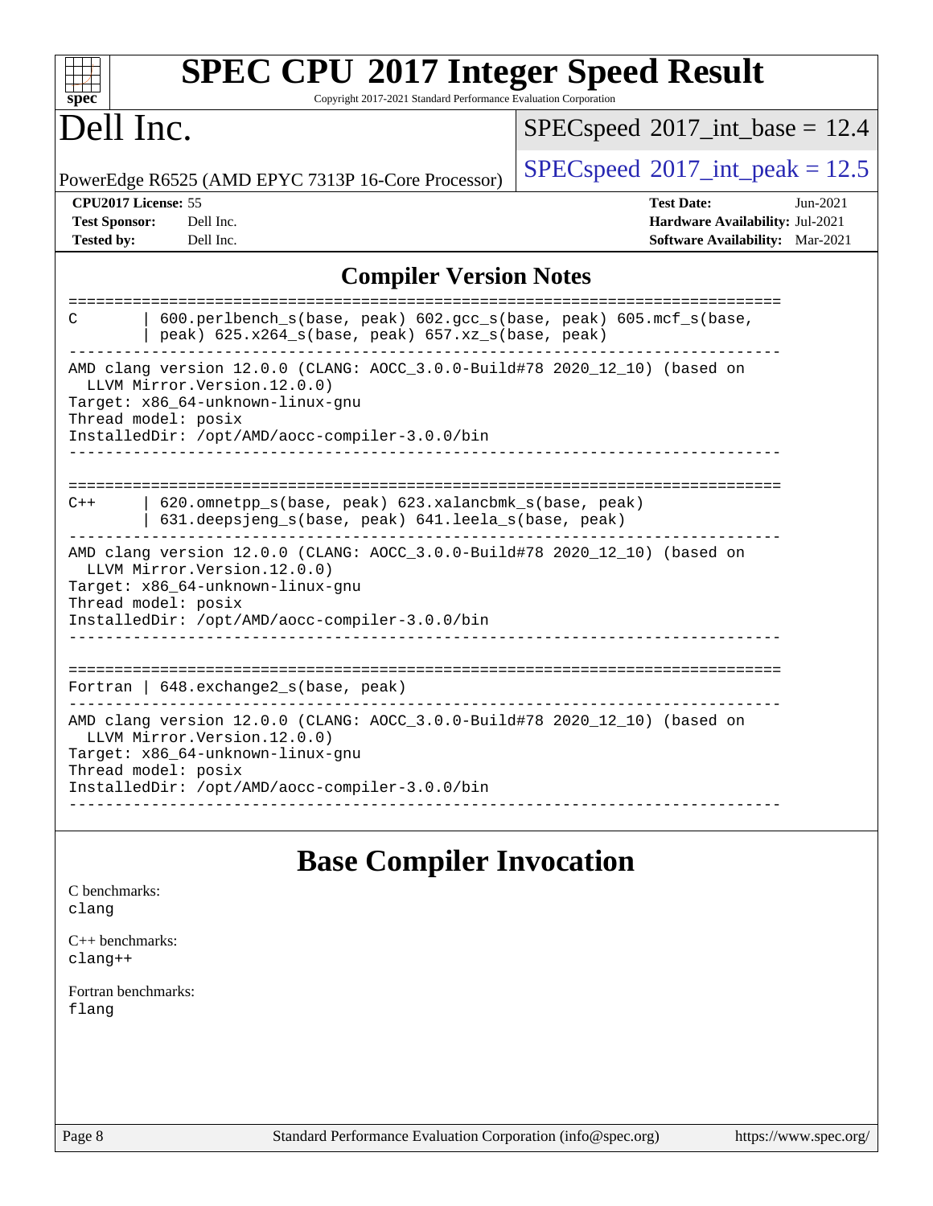## Compiler Version Notes

```
==============================================================================
C       | 600.perlbench_s(base, peak) 602.gcc_s(base, peak) 605.mcf_s(base,
        | peak) 625.x264_s(base, peak) 657.xz_s(base, peak)
------------------------------------------------------------------------------
AMD clang version 12.0.0 (CLANG: AOCC_3.0.0-Build#78 2020_12_10) (based on
  LLVM Mirror.Version.12.0.0)
Target: x86_64-unknown-linux-gnu
Thread model: posix
InstalledDir: /opt/AMD/aocc-compiler-3.0.0/bin
------------------------------------------------------------------------------

==============================================================================
C++     | 620.omnetpp_s(base, peak) 623.xalancbmk_s(base, peak)
        | 631.deepsjeng_s(base, peak) 641.leela_s(base, peak)
------------------------------------------------------------------------------
AMD clang version 12.0.0 (CLANG: AOCC_3.0.0-Build#78 2020_12_10) (based on
  LLVM Mirror.Version.12.0.0)
Target: x86_64-unknown-linux-gnu
Thread model: posix
InstalledDir: /opt/AMD/aocc-compiler-3.0.0/bin
------------------------------------------------------------------------------

==============================================================================
Fortran | 648.exchange2_s(base, peak)
------------------------------------------------------------------------------
AMD clang version 12.0.0 (CLANG: AOCC_3.0.0-Build#78 2020_12_10) (based on
  LLVM Mirror.Version.12.0.0)
Target: x86_64-unknown-linux-gnu
Thread model: posix
InstalledDir: /opt/AMD/aocc-compiler-3.0.0/bin
------------------------------------------------------------------------------
```

## Base Compiler Invocation

C benchmarks:
`clang`

C++ benchmarks:
`clang++`

Fortran benchmarks:
`flang`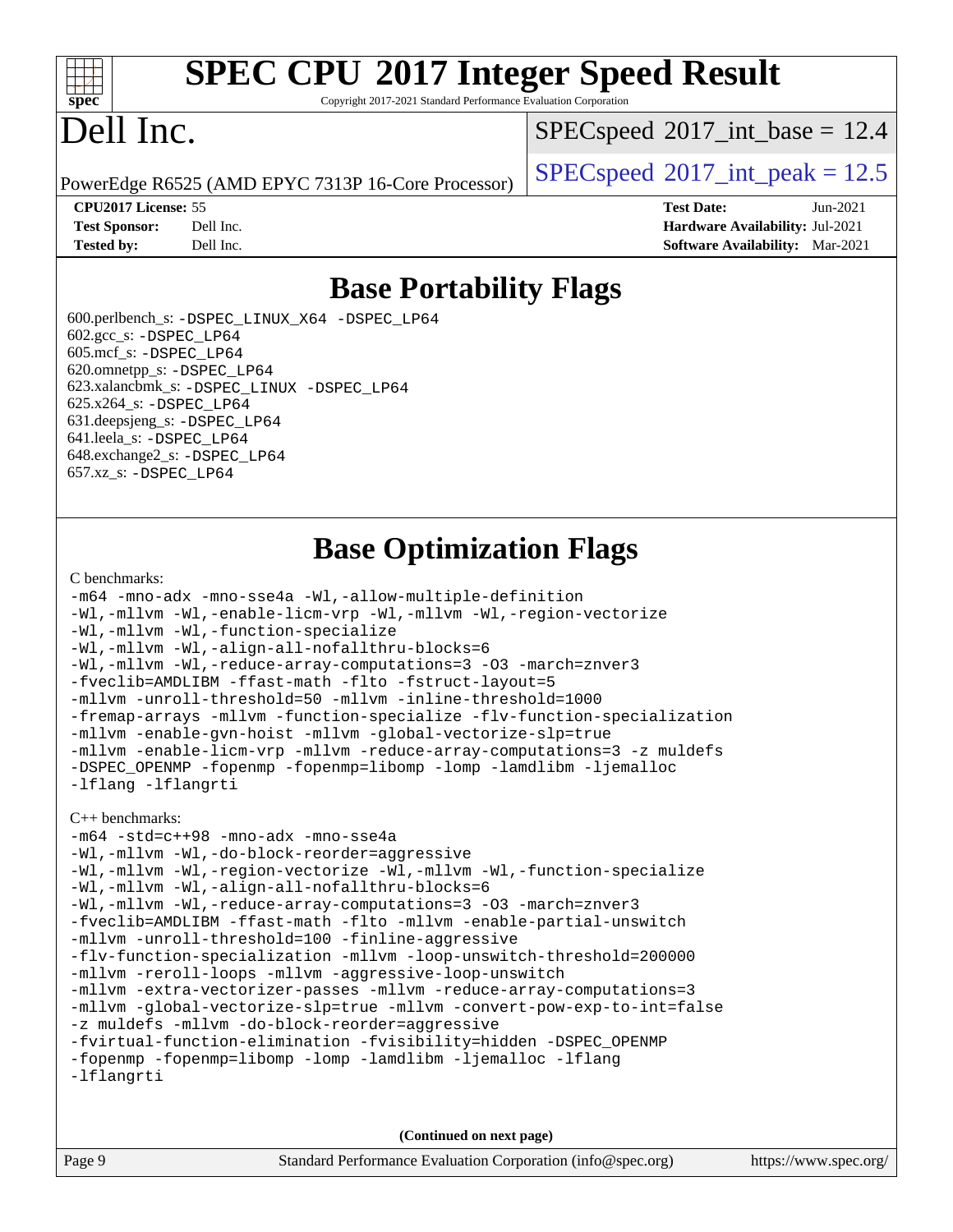# SPEC CPU 2017 Integer Speed Result

Copyright 2017-2021 Standard Performance Evaluation Corporation

# Dell Inc.

PowerEdge R6525 (AMD EPYC 7313P 16-Core Processor)

SPECspeed 2017_int_base = 12.4

SPECspeed 2017_int_peak = 12.5

| | | | |
|---|---|---|---|
| **CPU2017 License:** | 55 | **Test Date:** | Jun-2021 |
| **Test Sponsor:** | Dell Inc. | **Hardware Availability:** | Jul-2021 |
| **Tested by:** | Dell Inc. | **Software Availability:** | Mar-2021 |

## Base Portability Flags

600.perlbench_s: -DSPEC_LINUX_X64 -DSPEC_LP64
602.gcc_s: -DSPEC_LP64
605.mcf_s: -DSPEC_LP64
620.omnetpp_s: -DSPEC_LP64
623.xalancbmk_s: -DSPEC_LINUX -DSPEC_LP64
625.x264_s: -DSPEC_LP64
631.deepsjeng_s: -DSPEC_LP64
641.leela_s: -DSPEC_LP64
648.exchange2_s: -DSPEC_LP64
657.xz_s: -DSPEC_LP64

## Base Optimization Flags

C benchmarks:

```
-m64 -mno-adx -mno-sse4a -Wl,-allow-multiple-definition
-Wl,-mllvm -Wl,-enable-licm-vrp -Wl,-mllvm -Wl,-region-vectorize
-Wl,-mllvm -Wl,-function-specialize
-Wl,-mllvm -Wl,-align-all-nofallthru-blocks=6
-Wl,-mllvm -Wl,-reduce-array-computations=3 -O3 -march=znver3
-fveclib=AMDLIBM -ffast-math -flto -fstruct-layout=5
-mllvm -unroll-threshold=50 -mllvm -inline-threshold=1000
-fremap-arrays -mllvm -function-specialize -flv-function-specialization
-mllvm -enable-gvn-hoist -mllvm -global-vectorize-slp=true
-mllvm -enable-licm-vrp -mllvm -reduce-array-computations=3 -z muldefs
-DSPEC_OPENMP -fopenmp -fopenmp=libomp -lomp -lamdlibm -ljemalloc
-lflang -lflangrti
```

C++ benchmarks:

```
-m64 -std=c++98 -mno-adx -mno-sse4a
-Wl,-mllvm -Wl,-do-block-reorder=aggressive
-Wl,-mllvm -Wl,-region-vectorize -Wl,-mllvm -Wl,-function-specialize
-Wl,-mllvm -Wl,-align-all-nofallthru-blocks=6
-Wl,-mllvm -Wl,-reduce-array-computations=3 -O3 -march=znver3
-fveclib=AMDLIBM -ffast-math -flto -mllvm -enable-partial-unswitch
-mllvm -unroll-threshold=100 -finline-aggressive
-flv-function-specialization -mllvm -loop-unswitch-threshold=200000
-mllvm -reroll-loops -mllvm -aggressive-loop-unswitch
-mllvm -extra-vectorizer-passes -mllvm -reduce-array-computations=3
-mllvm -global-vectorize-slp=true -mllvm -convert-pow-exp-to-int=false
-z muldefs -mllvm -do-block-reorder=aggressive
-fvirtual-function-elimination -fvisibility=hidden -DSPEC_OPENMP
-fopenmp -fopenmp=libomp -lomp -lamdlibm -ljemalloc -lflang
-lflangrti
```

**(Continued on next page)**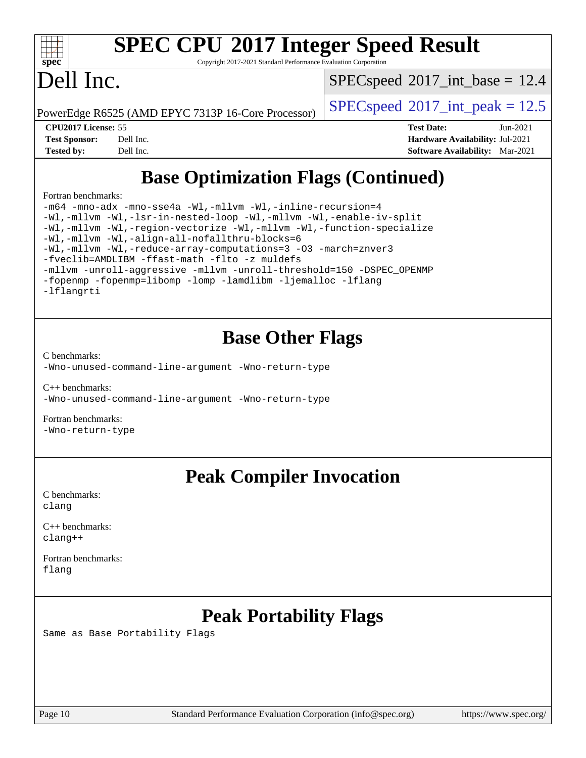# SPEC CPU 2017 Integer Speed Result

Copyright 2017-2021 Standard Performance Evaluation Corporation

# Dell Inc.

PowerEdge R6525 (AMD EPYC 7313P 16-Core Processor)

SPECspeed 2017_int_base = 12.4

SPECspeed 2017_int_peak = 12.5

**CPU2017 License:** 55
**Test Sponsor:** Dell Inc.
**Tested by:** Dell Inc.

**Test Date:** Jun-2021
**Hardware Availability:** Jul-2021
**Software Availability:** Mar-2021

## Base Optimization Flags (Continued)

Fortran benchmarks:

```
-m64 -mno-adx -mno-sse4a -Wl,-mllvm -Wl,-inline-recursion=4
-Wl,-mllvm -Wl,-lsr-in-nested-loop -Wl,-mllvm -Wl,-enable-iv-split
-Wl,-mllvm -Wl,-region-vectorize -Wl,-mllvm -Wl,-function-specialize
-Wl,-mllvm -Wl,-align-all-nofallthru-blocks=6
-Wl,-mllvm -Wl,-reduce-array-computations=3 -O3 -march=znver3
-fveclib=AMDLIBM -ffast-math -flto -z muldefs
-mllvm -unroll-aggressive -mllvm -unroll-threshold=150 -DSPEC_OPENMP
-fopenmp -fopenmp=libomp -lomp -lamdlibm -ljemalloc -lflang
-lflangrti
```

## Base Other Flags

C benchmarks:

```
-Wno-unused-command-line-argument -Wno-return-type
```

C++ benchmarks:

```
-Wno-unused-command-line-argument -Wno-return-type
```

Fortran benchmarks:

```
-Wno-return-type
```

## Peak Compiler Invocation

C benchmarks:

```
clang
```

C++ benchmarks:

```
clang++
```

Fortran benchmarks:

```
flang
```

## Peak Portability Flags

Same as Base Portability Flags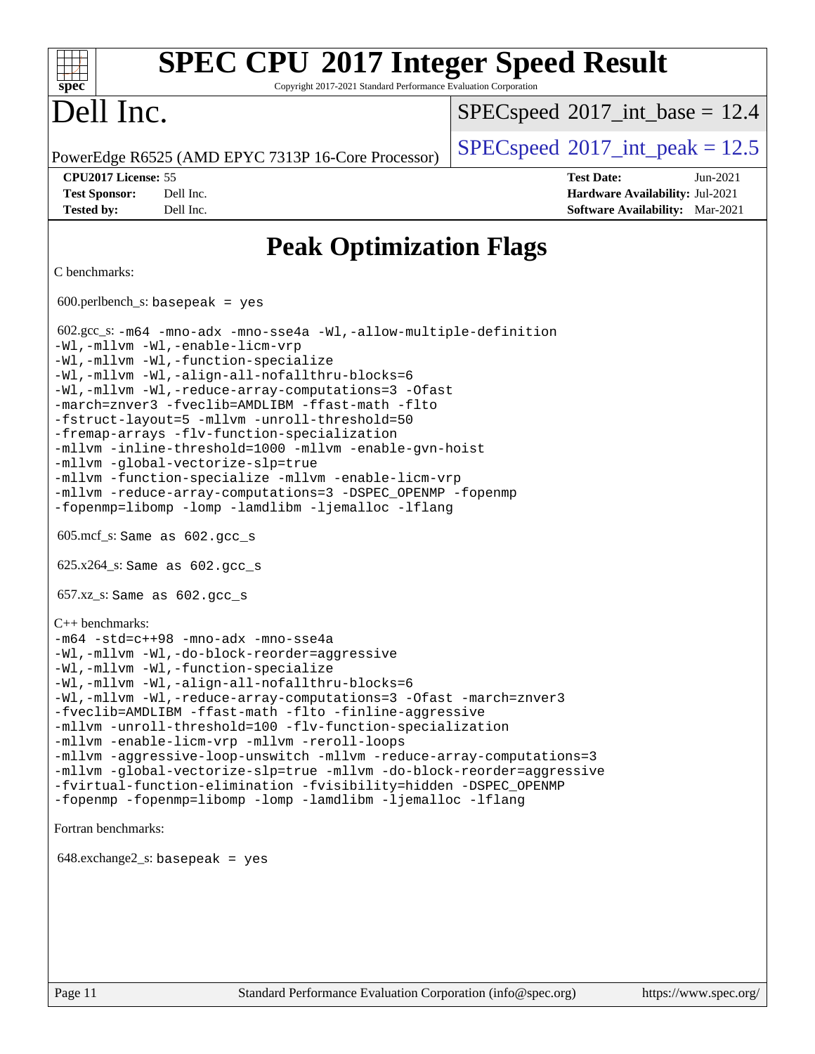# Peak Optimization Flags

C benchmarks:

600.perlbench_s: `basepeak = yes`

602.gcc_s: `-m64 -mno-adx -mno-sse4a -Wl,-allow-multiple-definition -Wl,-mllvm -Wl,-enable-licm-vrp -Wl,-mllvm -Wl,-function-specialize -Wl,-mllvm -Wl,-align-all-nofallthru-blocks=6 -Wl,-mllvm -Wl,-reduce-array-computations=3 -Ofast -march=znver3 -fveclib=AMDLIBM -ffast-math -flto -fstruct-layout=5 -mllvm -unroll-threshold=50 -fremap-arrays -flv-function-specialization -mllvm -inline-threshold=1000 -mllvm -enable-gvn-hoist -mllvm -global-vectorize-slp=true -mllvm -function-specialize -mllvm -enable-licm-vrp -mllvm -reduce-array-computations=3 -DSPEC_OPENMP -fopenmp -fopenmp=libomp -lomp -lamdlibm -ljemalloc -lflang`

605.mcf_s: `Same as 602.gcc_s`

625.x264_s: `Same as 602.gcc_s`

657.xz_s: `Same as 602.gcc_s`

C++ benchmarks:

`-m64 -std=c++98 -mno-adx -mno-sse4a -Wl,-mllvm -Wl,-do-block-reorder=aggressive -Wl,-mllvm -Wl,-function-specialize -Wl,-mllvm -Wl,-align-all-nofallthru-blocks=6 -Wl,-mllvm -Wl,-reduce-array-computations=3 -Ofast -march=znver3 -fveclib=AMDLIBM -ffast-math -flto -finline-aggressive -mllvm -unroll-threshold=100 -flv-function-specialization -mllvm -enable-licm-vrp -mllvm -reroll-loops -mllvm -aggressive-loop-unswitch -mllvm -reduce-array-computations=3 -mllvm -global-vectorize-slp=true -mllvm -do-block-reorder=aggressive -fvirtual-function-elimination -fvisibility=hidden -DSPEC_OPENMP -fopenmp -fopenmp=libomp -lomp -lamdlibm -ljemalloc -lflang`

Fortran benchmarks:

648.exchange2_s: `basepeak = yes`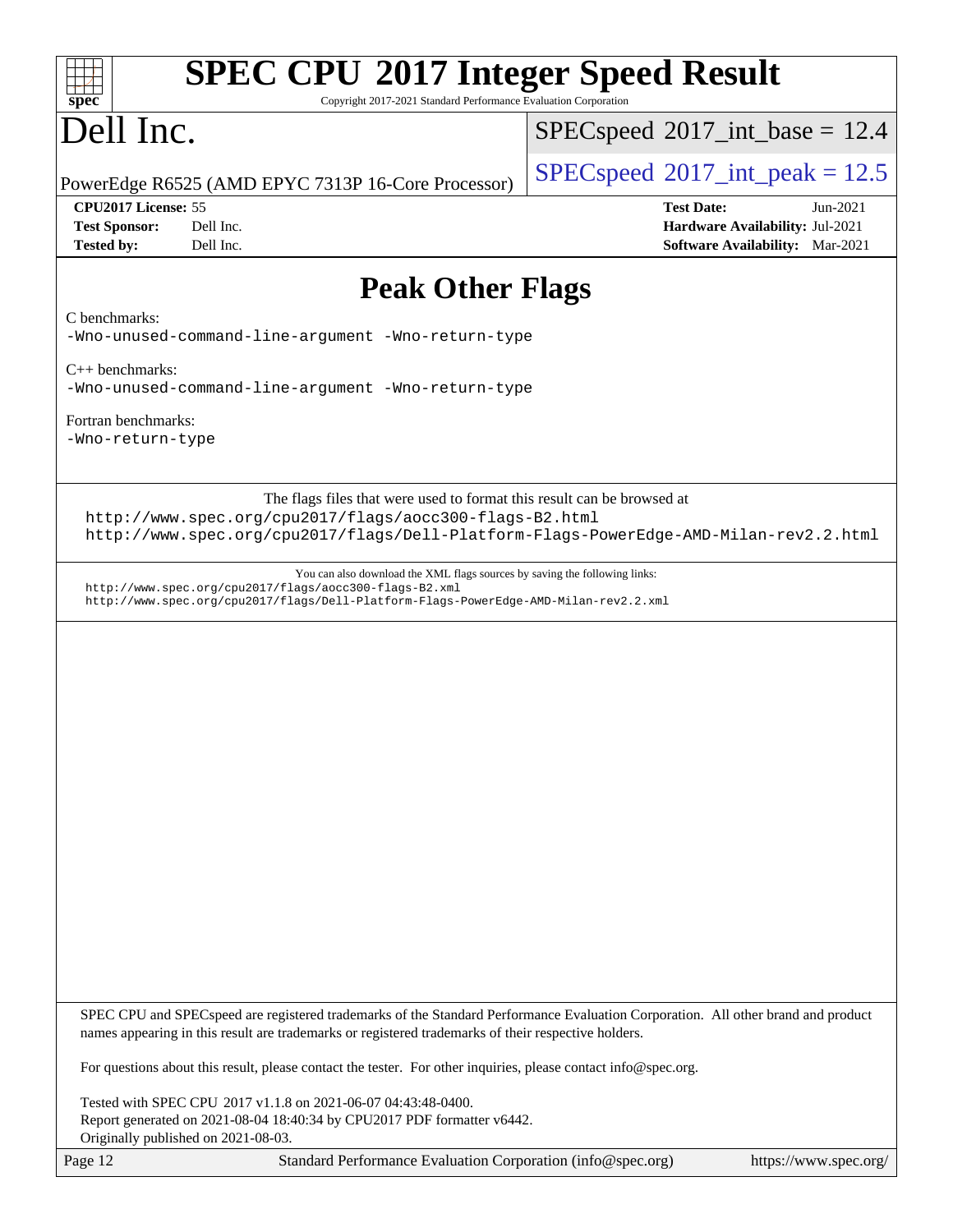# Peak Other Flags

C benchmarks:
-Wno-unused-command-line-argument -Wno-return-type

C++ benchmarks:
-Wno-unused-command-line-argument -Wno-return-type

Fortran benchmarks:
-Wno-return-type

The flags files that were used to format this result can be browsed at
http://www.spec.org/cpu2017/flags/aocc300-flags-B2.html
http://www.spec.org/cpu2017/flags/Dell-Platform-Flags-PowerEdge-AMD-Milan-rev2.2.html

You can also download the XML flags sources by saving the following links:
http://www.spec.org/cpu2017/flags/aocc300-flags-B2.xml
http://www.spec.org/cpu2017/flags/Dell-Platform-Flags-PowerEdge-AMD-Milan-rev2.2.xml

SPEC CPU and SPECspeed are registered trademarks of the Standard Performance Evaluation Corporation. All other brand and product names appearing in this result are trademarks or registered trademarks of their respective holders.

For questions about this result, please contact the tester. For other inquiries, please contact info@spec.org.

Tested with SPEC CPU 2017 v1.1.8 on 2021-06-07 04:43:48-0400.
Report generated on 2021-08-04 18:40:34 by CPU2017 PDF formatter v6442.
Originally published on 2021-08-03.